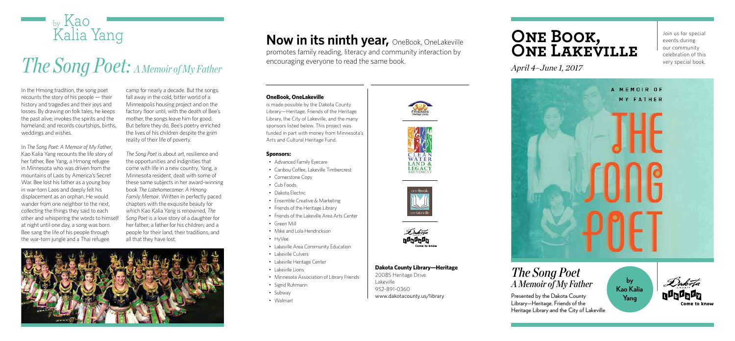## by Kao Kalia Yang

# *The Song Poet: A Memoir of My Father*

In the Hmong tradition, the song poet recounts the story of his people — their history and tragedies and their joys and losses. By drawing on folk tales, he keeps the past alive; invokes the spirits and the homeland; and records courtships, births, weddings and wishes.

In *The Song Poet: A Memoir of My Father*, Kao Kalia Yang recounts the life story of her father, Bee Yang, a Hmong refugee in Minnesota who was driven from the mountains of Laos by America's Secret War. Bee lost his father as a young boy in war-torn Laos and deeply felt his displacement as an orphan. He would wander from one neighbor to the next, collecting the things they said to each other and whispering the words to himself at night until one day, a song was born. Bee sang the life of his people through the war-torn jungle and a Thai refugee camp for nearly a decade. But the songs fall away in the cold, bitter world of a Minneapolis housing project and on the factory floor until, with the death of Bee's mother, the songs leave him for good. But before they do, Bee's poetry enriched the lives of his children despite the grim reality of their life of poverty.

*The Song Poet* is about art, resilience and the opportunities and indignities that come with life in a new country. Yang, a Minnesota resident, dealt with some of these same subjects in her award-winning book *The Latehomecomer: A Hmong Family Memoir*. Written in perfectly paced chapters with the exquisite beauty for which Kao Kalia Yang is renowned, *The Song Poet* is a love story of a daughter for her father; a father for his children; and a people for their land, their traditions, and all that they have lost.

## **Now in its ninth year,** OneBook, OneLakeville

promotes family reading, literacy and community interaction by encouraging everyone to read the same book.

**OneBook, OneLakeville**

is made possible by the Dakota County Library—Heritage, Friends of the Heritage Library, the City of Lakeville, and the many sponsors listed below. This project was funded in part with money from Minnesota's Arts and Cultural Heritage Fund.

**Sponsors:**

- Advanced Family Eyecare
- Caribou Coffee, Lakeville Timbercrest
- Cornerstone Copy
- Cub Foods
- Dakota Electric
- Ensemble Creative & Marketing
- Friends of the Heritage Library
- Friends of the Lakeville Area Arts Center
- Green Mill
- Mike and Lola Hendrickson
- HyVee
- Lakeville Area Community Education
- Lakeville Culvers
- Lakeville Heritage Center
- Lakeville Lions
- Minnesota Association of Library Friends
- Sigrid Ruhmann
- Subway
- Walmart

**Dakota County Library—Heritage**

20085 Heritage Drive
Lakeville
952-891-0360
www.dakotacounty.us/library

# One Book, One Lakeville

*April 4–June 1, 2017*

Join us for special events during our community celebration of this very special book.

## *The Song Poet*
### *A Memoir of My Father*

**by Kao Kalia Yang**

Presented by the Dakota County Library—Heritage, Friends of the Heritage Library and the City of Lakeville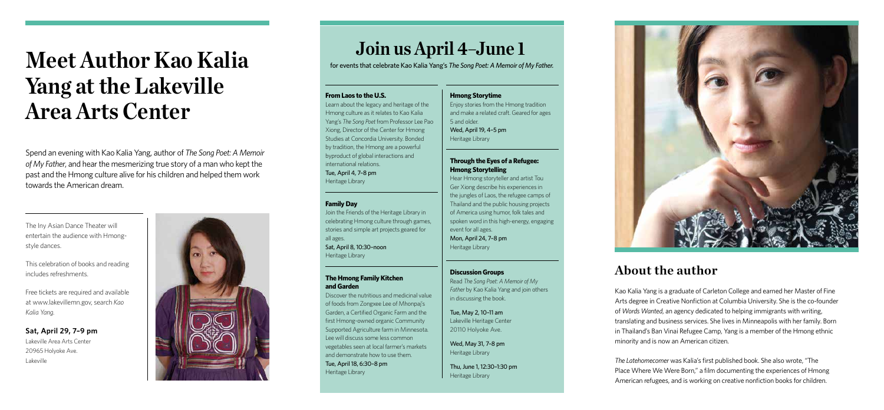# Meet Author Kao Kalia Yang at the Lakeville Area Arts Center

Spend an evening with Kao Kalia Yang, author of *The Song Poet: A Memoir of My Father*, and hear the mesmerizing true story of a man who kept the past and the Hmong culture alive for his children and helped them work towards the American dream.

The Iny Asian Dance Theater will entertain the audience with Hmong-style dances.

This celebration of books and reading includes refreshments.

Free tickets are required and available at www.lakevillemn.gov, search *Kao Kalia Yang.*

**Sat, April 29, 7–9 pm**
Lakeville Area Arts Center
20965 Holyoke Ave.
Lakeville

# Join us April 4–June 1

for events that celebrate Kao Kalia Yang's *The Song Poet: A Memoir of My Father.*

### From Laos to the U.S.

Learn about the legacy and heritage of the Hmong culture as it relates to Kao Kalia Yang's *The Song Poet* from Professor Lee Pao Xiong, Director of the Center for Hmong Studies at Concordia University. Bonded by tradition, the Hmong are a powerful byproduct of global interactions and international relations.

Tue, April 4, 7–8 pm
Heritage Library

### Family Day

Join the Friends of the Heritage Library in celebrating Hmong culture through games, stories and simple art projects geared for all ages.

Sat, April 8, 10:30–noon
Heritage Library

### The Hmong Family Kitchen and Garden

Discover the nutritious and medicinal value of foods from Zongxee Lee of Mhonpaj's Garden, a Certified Organic Farm and the first Hmong-owned organic Community Supported Agriculture farm in Minnesota. Lee will discuss some less common vegetables seen at local farmer's markets and demonstrate how to use them.

Tue, April 18, 6:30–8 pm
Heritage Library

### Hmong Storytime

Enjoy stories from the Hmong tradition and make a related craft. Geared for ages 5 and older.

Wed, April 19, 4–5 pm
Heritage Library

### Through the Eyes of a Refugee: Hmong Storytelling

Hear Hmong storyteller and artist Tou Ger Xiong describe his experiences in the jungles of Laos, the refugee camps of Thailand and the public housing projects of America using humor, folk tales and spoken word in this high-energy, engaging event for all ages.

Mon, April 24, 7–8 pm
Heritage Library

### Discussion Groups

Read *The Song Poet: A Memoir of My Father* by Kao Kalia Yang and join others in discussing the book.

Tue, May 2, 10–11 am
Lakeville Heritage Center
20110 Holyoke Ave.

Wed, May 31, 7–8 pm
Heritage Library

Thu, June 1, 12:30–1:30 pm
Heritage Library

## About the author

Kao Kalia Yang is a graduate of Carleton College and earned her Master of Fine Arts degree in Creative Nonfiction at Columbia University. She is the co-founder of *Words Wanted*, an agency dedicated to helping immigrants with writing, translating and business services. She lives in Minneapolis with her family. Born in Thailand's Ban Vinai Refugee Camp, Yang is a member of the Hmong ethnic minority and is now an American citizen.

*The Latehomecomer* was Kalia's first published book. She also wrote, "The Place Where We Were Born," a film documenting the experiences of Hmong American refugees, and is working on creative nonfiction books for children.